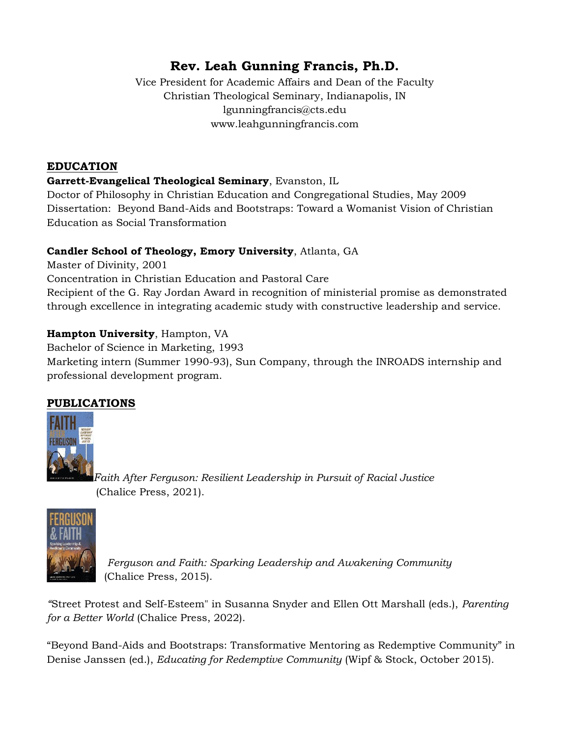# Rev. Leah Gunning Francis, Ph.D.

Vice President for Academic Affairs and Dean of the Faculty
Christian Theological Seminary, Indianapolis, IN
lgunningfrancis@cts.edu
www.leahgunningfrancis.com

## EDUCATION

**Garrett-Evangelical Theological Seminary**, Evanston, IL
Doctor of Philosophy in Christian Education and Congregational Studies, May 2009
Dissertation: Beyond Band-Aids and Bootstraps: Toward a Womanist Vision of Christian Education as Social Transformation

**Candler School of Theology, Emory University**, Atlanta, GA
Master of Divinity, 2001
Concentration in Christian Education and Pastoral Care
Recipient of the G. Ray Jordan Award in recognition of ministerial promise as demonstrated through excellence in integrating academic study with constructive leadership and service.

**Hampton University**, Hampton, VA
Bachelor of Science in Marketing, 1993
Marketing intern (Summer 1990-93), Sun Company, through the INROADS internship and professional development program.

## PUBLICATIONS

*Faith After Ferguson: Resilient Leadership in Pursuit of Racial Justice* (Chalice Press, 2021).

*Ferguson and Faith: Sparking Leadership and Awakening Community* (Chalice Press, 2015).

"Street Protest and Self-Esteem" in Susanna Snyder and Ellen Ott Marshall (eds.), *Parenting for a Better World* (Chalice Press, 2022).

"Beyond Band-Aids and Bootstraps: Transformative Mentoring as Redemptive Community" in Denise Janssen (ed.), *Educating for Redemptive Community* (Wipf & Stock, October 2015).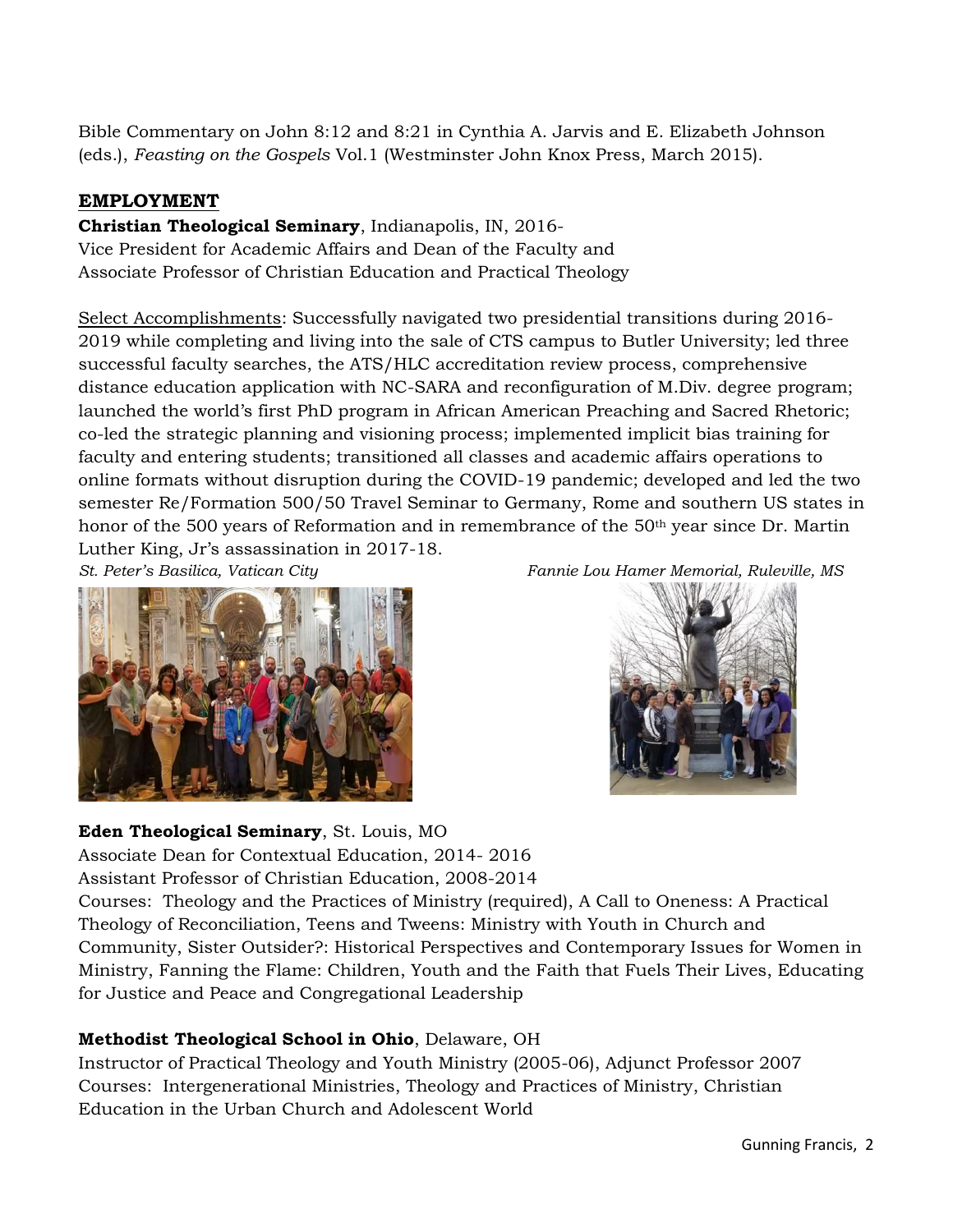Bible Commentary on John 8:12 and 8:21 in Cynthia A. Jarvis and E. Elizabeth Johnson (eds.), *Feasting on the Gospels* Vol.1 (Westminster John Knox Press, March 2015).

## EMPLOYMENT

**Christian Theological Seminary**, Indianapolis, IN, 2016-
Vice President for Academic Affairs and Dean of the Faculty and
Associate Professor of Christian Education and Practical Theology

Select Accomplishments: Successfully navigated two presidential transitions during 2016-2019 while completing and living into the sale of CTS campus to Butler University; led three successful faculty searches, the ATS/HLC accreditation review process, comprehensive distance education application with NC-SARA and reconfiguration of M.Div. degree program; launched the world's first PhD program in African American Preaching and Sacred Rhetoric; co-led the strategic planning and visioning process; implemented implicit bias training for faculty and entering students; transitioned all classes and academic affairs operations to online formats without disruption during the COVID-19 pandemic; developed and led the two semester Re/Formation 500/50 Travel Seminar to Germany, Rome and southern US states in honor of the 500 years of Reformation and in remembrance of the 50th year since Dr. Martin Luther King, Jr's assassination in 2017-18.

*St. Peter's Basilica, Vatican City*

*Fannie Lou Hamer Memorial, Ruleville, MS*

**Eden Theological Seminary**, St. Louis, MO
Associate Dean for Contextual Education, 2014- 2016
Assistant Professor of Christian Education, 2008-2014
Courses: Theology and the Practices of Ministry (required), A Call to Oneness: A Practical Theology of Reconciliation, Teens and Tweens: Ministry with Youth in Church and Community, Sister Outsider?: Historical Perspectives and Contemporary Issues for Women in Ministry, Fanning the Flame: Children, Youth and the Faith that Fuels Their Lives, Educating for Justice and Peace and Congregational Leadership

**Methodist Theological School in Ohio**, Delaware, OH
Instructor of Practical Theology and Youth Ministry (2005-06), Adjunct Professor 2007
Courses: Intergenerational Ministries, Theology and Practices of Ministry, Christian Education in the Urban Church and Adolescent World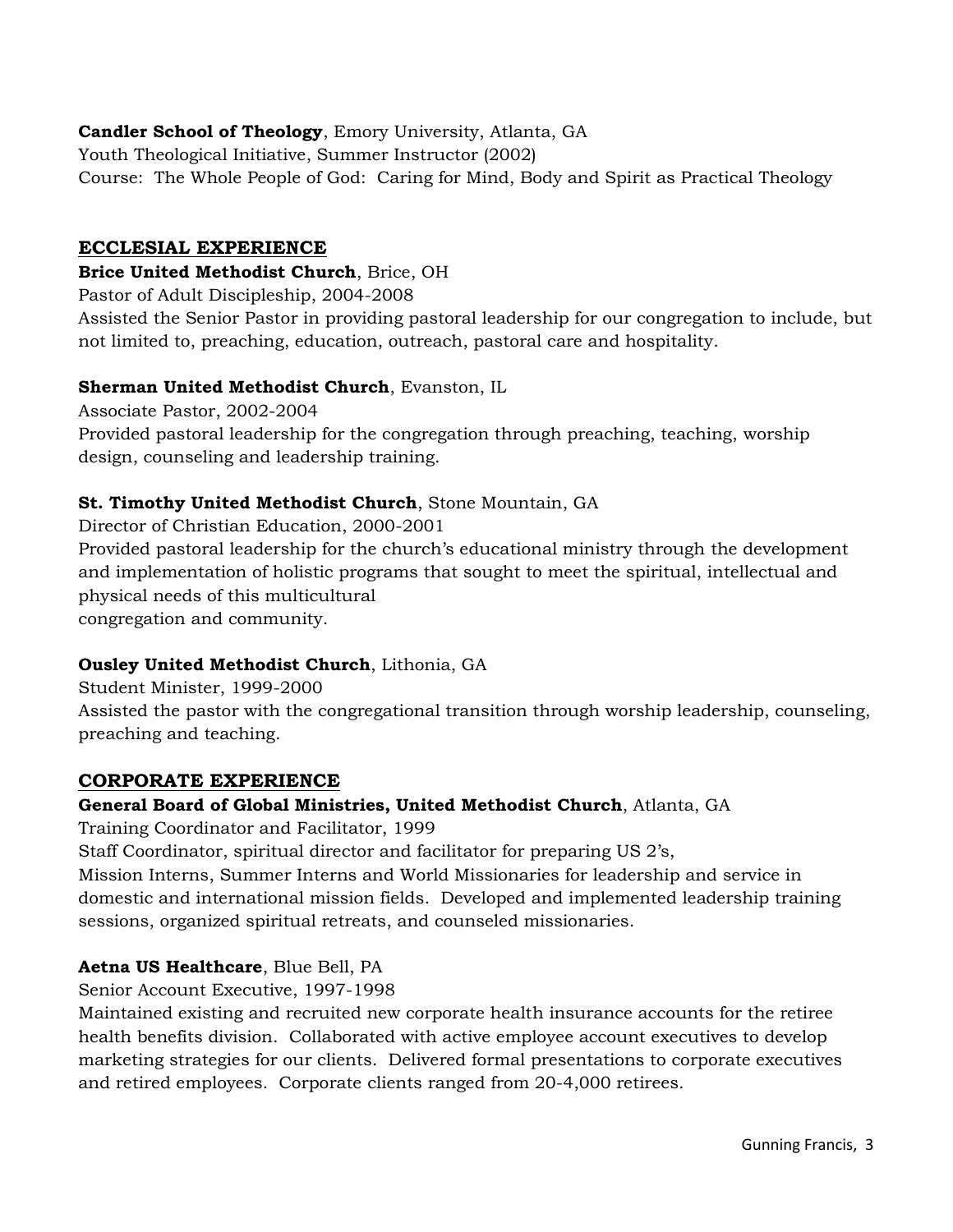**Candler School of Theology**, Emory University, Atlanta, GA
Youth Theological Initiative, Summer Instructor (2002)
Course: The Whole People of God: Caring for Mind, Body and Spirit as Practical Theology

## ECCLESIAL EXPERIENCE

**Brice United Methodist Church**, Brice, OH
Pastor of Adult Discipleship, 2004-2008
Assisted the Senior Pastor in providing pastoral leadership for our congregation to include, but not limited to, preaching, education, outreach, pastoral care and hospitality.

**Sherman United Methodist Church**, Evanston, IL
Associate Pastor, 2002-2004
Provided pastoral leadership for the congregation through preaching, teaching, worship design, counseling and leadership training.

**St. Timothy United Methodist Church**, Stone Mountain, GA
Director of Christian Education, 2000-2001
Provided pastoral leadership for the church's educational ministry through the development and implementation of holistic programs that sought to meet the spiritual, intellectual and physical needs of this multicultural congregation and community.

**Ousley United Methodist Church**, Lithonia, GA
Student Minister, 1999-2000
Assisted the pastor with the congregational transition through worship leadership, counseling, preaching and teaching.

## CORPORATE EXPERIENCE

**General Board of Global Ministries, United Methodist Church**, Atlanta, GA
Training Coordinator and Facilitator, 1999
Staff Coordinator, spiritual director and facilitator for preparing US 2's, Mission Interns, Summer Interns and World Missionaries for leadership and service in domestic and international mission fields. Developed and implemented leadership training sessions, organized spiritual retreats, and counseled missionaries.

**Aetna US Healthcare**, Blue Bell, PA
Senior Account Executive, 1997-1998
Maintained existing and recruited new corporate health insurance accounts for the retiree health benefits division. Collaborated with active employee account executives to develop marketing strategies for our clients. Delivered formal presentations to corporate executives and retired employees. Corporate clients ranged from 20-4,000 retirees.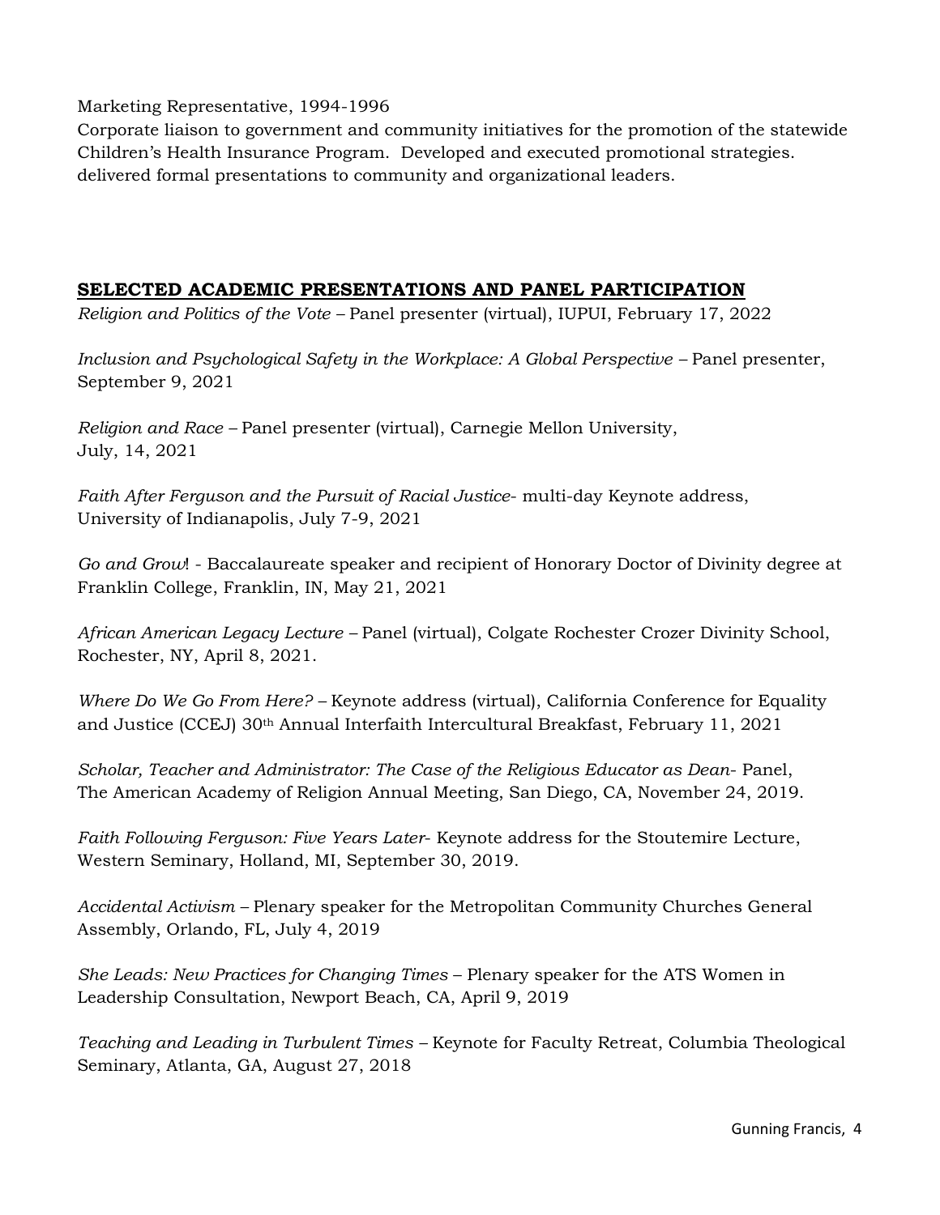Marketing Representative, 1994-1996
Corporate liaison to government and community initiatives for the promotion of the statewide Children's Health Insurance Program. Developed and executed promotional strategies. delivered formal presentations to community and organizational leaders.

## SELECTED ACADEMIC PRESENTATIONS AND PANEL PARTICIPATION

*Religion and Politics of the Vote* – Panel presenter (virtual), IUPUI, February 17, 2022

*Inclusion and Psychological Safety in the Workplace: A Global Perspective* – Panel presenter, September 9, 2021

*Religion and Race* – Panel presenter (virtual), Carnegie Mellon University, July, 14, 2021

*Faith After Ferguson and the Pursuit of Racial Justice*- multi-day Keynote address, University of Indianapolis, July 7-9, 2021

*Go and Grow*! - Baccalaureate speaker and recipient of Honorary Doctor of Divinity degree at Franklin College, Franklin, IN, May 21, 2021

*African American Legacy Lecture* – Panel (virtual), Colgate Rochester Crozer Divinity School, Rochester, NY, April 8, 2021.

*Where Do We Go From Here?* – Keynote address (virtual), California Conference for Equality and Justice (CCEJ) 30th Annual Interfaith Intercultural Breakfast, February 11, 2021

*Scholar, Teacher and Administrator: The Case of the Religious Educator as Dean*- Panel, The American Academy of Religion Annual Meeting, San Diego, CA, November 24, 2019.

*Faith Following Ferguson: Five Years Later*- Keynote address for the Stoutemire Lecture, Western Seminary, Holland, MI, September 30, 2019.

*Accidental Activism* – Plenary speaker for the Metropolitan Community Churches General Assembly, Orlando, FL, July 4, 2019

*She Leads: New Practices for Changing Times* – Plenary speaker for the ATS Women in Leadership Consultation, Newport Beach, CA, April 9, 2019

*Teaching and Leading in Turbulent Times* – Keynote for Faculty Retreat, Columbia Theological Seminary, Atlanta, GA, August 27, 2018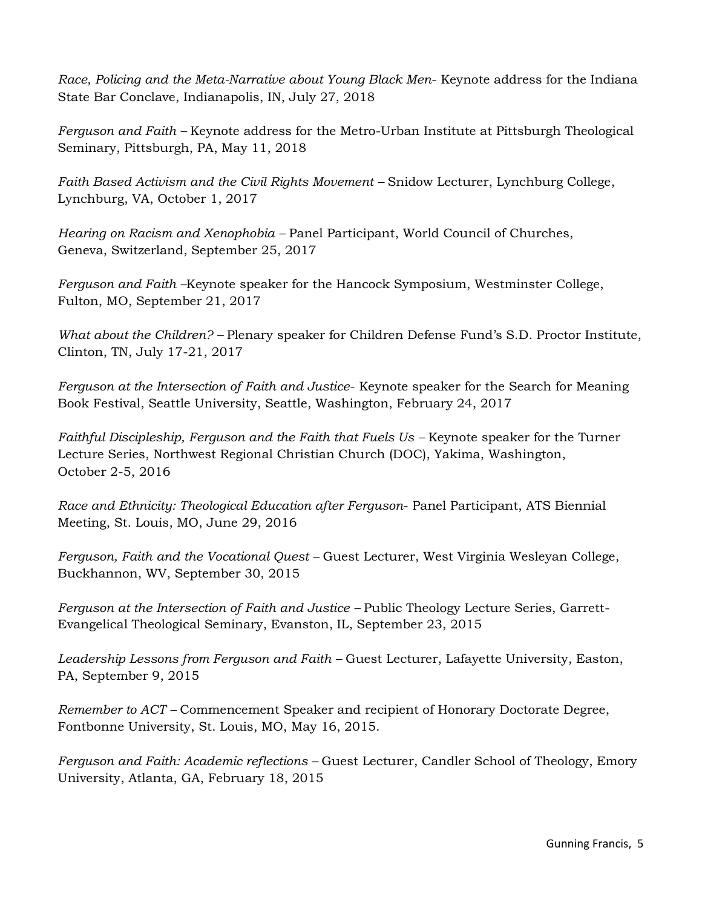*Race, Policing and the Meta-Narrative about Young Black Men*- Keynote address for the Indiana State Bar Conclave, Indianapolis, IN, July 27, 2018

*Ferguson and Faith* – Keynote address for the Metro-Urban Institute at Pittsburgh Theological Seminary, Pittsburgh, PA, May 11, 2018

*Faith Based Activism and the Civil Rights Movement* – Snidow Lecturer, Lynchburg College, Lynchburg, VA, October 1, 2017

*Hearing on Racism and Xenophobia* – Panel Participant, World Council of Churches, Geneva, Switzerland, September 25, 2017

*Ferguson and Faith* –Keynote speaker for the Hancock Symposium, Westminster College, Fulton, MO, September 21, 2017

*What about the Children?* – Plenary speaker for Children Defense Fund's S.D. Proctor Institute, Clinton, TN, July 17-21, 2017

*Ferguson at the Intersection of Faith and Justice*- Keynote speaker for the Search for Meaning Book Festival, Seattle University, Seattle, Washington, February 24, 2017

*Faithful Discipleship, Ferguson and the Faith that Fuels Us* – Keynote speaker for the Turner Lecture Series, Northwest Regional Christian Church (DOC), Yakima, Washington, October 2-5, 2016

*Race and Ethnicity: Theological Education after Ferguson*- Panel Participant, ATS Biennial Meeting, St. Louis, MO, June 29, 2016

*Ferguson, Faith and the Vocational Quest* – Guest Lecturer, West Virginia Wesleyan College, Buckhannon, WV, September 30, 2015

*Ferguson at the Intersection of Faith and Justice* – Public Theology Lecture Series, Garrett-Evangelical Theological Seminary, Evanston, IL, September 23, 2015

*Leadership Lessons from Ferguson and Faith* – Guest Lecturer, Lafayette University, Easton, PA, September 9, 2015

*Remember to ACT* – Commencement Speaker and recipient of Honorary Doctorate Degree, Fontbonne University, St. Louis, MO, May 16, 2015.

*Ferguson and Faith: Academic reflections* – Guest Lecturer, Candler School of Theology, Emory University, Atlanta, GA, February 18, 2015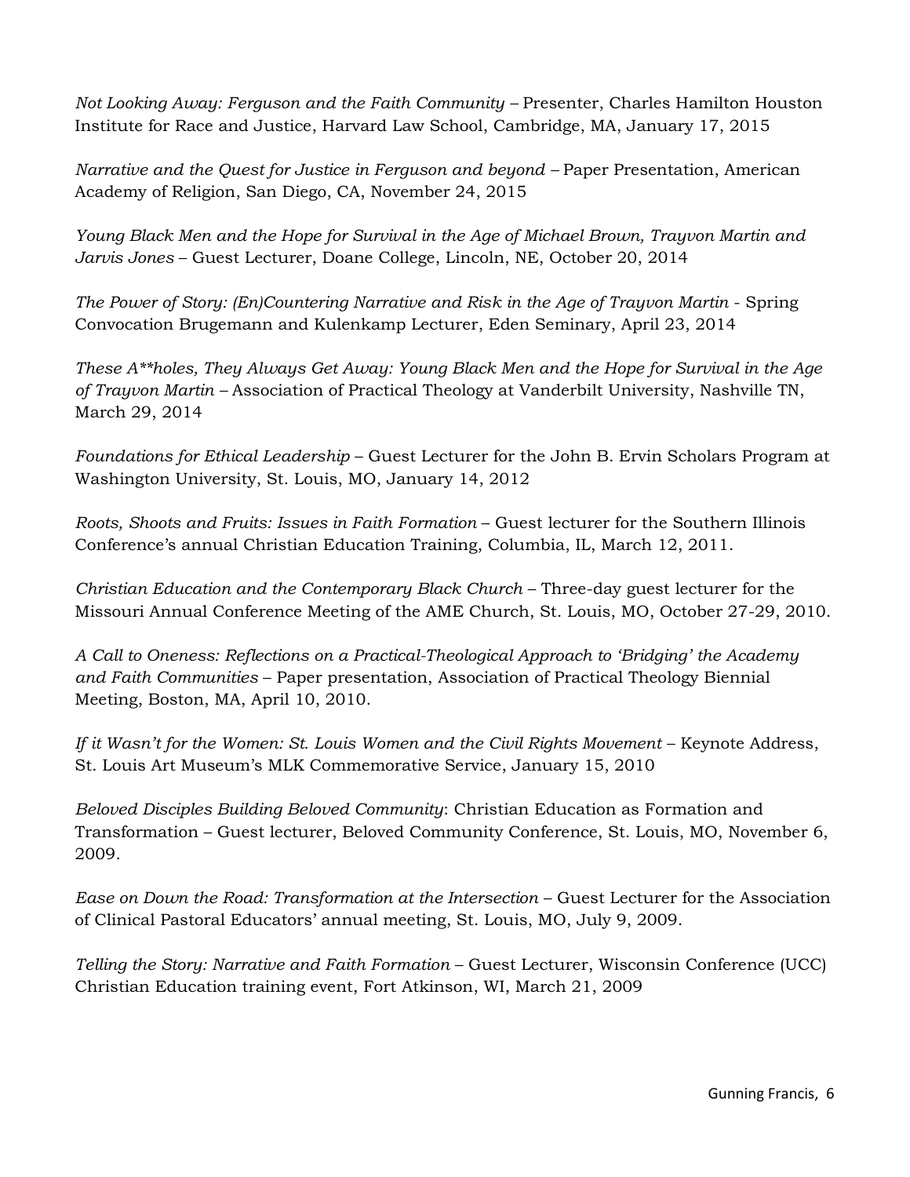*Not Looking Away: Ferguson and the Faith Community* – Presenter, Charles Hamilton Houston Institute for Race and Justice, Harvard Law School, Cambridge, MA, January 17, 2015

*Narrative and the Quest for Justice in Ferguson and beyond* – Paper Presentation, American Academy of Religion, San Diego, CA, November 24, 2015

*Young Black Men and the Hope for Survival in the Age of Michael Brown, Trayvon Martin and Jarvis Jones* – Guest Lecturer, Doane College, Lincoln, NE, October 20, 2014

*The Power of Story: (En)Countering Narrative and Risk in the Age of Trayvon Martin* - Spring Convocation Brugemann and Kulenkamp Lecturer, Eden Seminary, April 23, 2014

*These A**holes, They Always Get Away: Young Black Men and the Hope for Survival in the Age of Trayvon Martin* – Association of Practical Theology at Vanderbilt University, Nashville TN, March 29, 2014

*Foundations for Ethical Leadership* – Guest Lecturer for the John B. Ervin Scholars Program at Washington University, St. Louis, MO, January 14, 2012

*Roots, Shoots and Fruits: Issues in Faith Formation* – Guest lecturer for the Southern Illinois Conference's annual Christian Education Training, Columbia, IL, March 12, 2011.

*Christian Education and the Contemporary Black Church* – Three-day guest lecturer for the Missouri Annual Conference Meeting of the AME Church, St. Louis, MO, October 27-29, 2010.

*A Call to Oneness: Reflections on a Practical-Theological Approach to 'Bridging' the Academy and Faith Communities* – Paper presentation, Association of Practical Theology Biennial Meeting, Boston, MA, April 10, 2010.

*If it Wasn't for the Women: St. Louis Women and the Civil Rights Movement* – Keynote Address, St. Louis Art Museum's MLK Commemorative Service, January 15, 2010

*Beloved Disciples Building Beloved Community*: Christian Education as Formation and Transformation – Guest lecturer, Beloved Community Conference, St. Louis, MO, November 6, 2009.

*Ease on Down the Road: Transformation at the Intersection* – Guest Lecturer for the Association of Clinical Pastoral Educators' annual meeting, St. Louis, MO, July 9, 2009.

*Telling the Story: Narrative and Faith Formation* – Guest Lecturer, Wisconsin Conference (UCC) Christian Education training event, Fort Atkinson, WI, March 21, 2009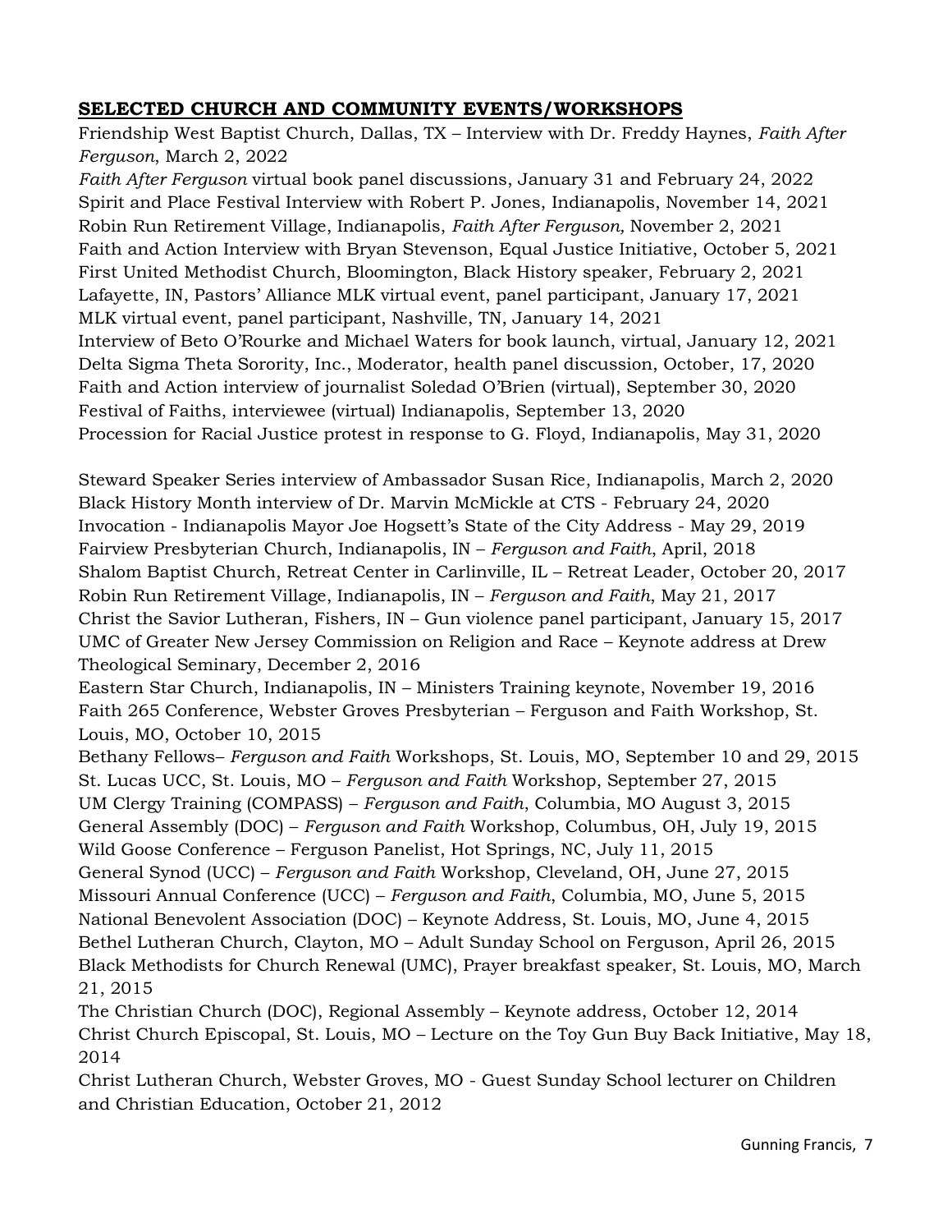## **SELECTED CHURCH AND COMMUNITY EVENTS/WORKSHOPS**

Friendship West Baptist Church, Dallas, TX – Interview with Dr. Freddy Haynes, *Faith After Ferguson*, March 2, 2022

*Faith After Ferguson* virtual book panel discussions, January 31 and February 24, 2022

Spirit and Place Festival Interview with Robert P. Jones, Indianapolis, November 14, 2021

Robin Run Retirement Village, Indianapolis, *Faith After Ferguson,* November 2, 2021

Faith and Action Interview with Bryan Stevenson, Equal Justice Initiative, October 5, 2021

First United Methodist Church, Bloomington, Black History speaker, February 2, 2021

Lafayette, IN, Pastors' Alliance MLK virtual event, panel participant, January 17, 2021

MLK virtual event, panel participant, Nashville, TN, January 14, 2021

Interview of Beto O'Rourke and Michael Waters for book launch, virtual, January 12, 2021

Delta Sigma Theta Sorority, Inc., Moderator, health panel discussion, October, 17, 2020

Faith and Action interview of journalist Soledad O'Brien (virtual), September 30, 2020

Festival of Faiths, interviewee (virtual) Indianapolis, September 13, 2020

Procession for Racial Justice protest in response to G. Floyd, Indianapolis, May 31, 2020

Steward Speaker Series interview of Ambassador Susan Rice, Indianapolis, March 2, 2020

Black History Month interview of Dr. Marvin McMickle at CTS - February 24, 2020

Invocation - Indianapolis Mayor Joe Hogsett's State of the City Address - May 29, 2019

Fairview Presbyterian Church, Indianapolis, IN – *Ferguson and Faith*, April, 2018

Shalom Baptist Church, Retreat Center in Carlinville, IL – Retreat Leader, October 20, 2017

Robin Run Retirement Village, Indianapolis, IN – *Ferguson and Faith*, May 21, 2017

Christ the Savior Lutheran, Fishers, IN – Gun violence panel participant, January 15, 2017

UMC of Greater New Jersey Commission on Religion and Race – Keynote address at Drew Theological Seminary, December 2, 2016

Eastern Star Church, Indianapolis, IN – Ministers Training keynote, November 19, 2016

Faith 265 Conference, Webster Groves Presbyterian – Ferguson and Faith Workshop, St. Louis, MO, October 10, 2015

Bethany Fellows– *Ferguson and Faith* Workshops, St. Louis, MO, September 10 and 29, 2015

St. Lucas UCC, St. Louis, MO – *Ferguson and Faith* Workshop, September 27, 2015

UM Clergy Training (COMPASS) – *Ferguson and Faith*, Columbia, MO August 3, 2015

General Assembly (DOC) – *Ferguson and Faith* Workshop, Columbus, OH, July 19, 2015

Wild Goose Conference – Ferguson Panelist, Hot Springs, NC, July 11, 2015

General Synod (UCC) – *Ferguson and Faith* Workshop, Cleveland, OH, June 27, 2015

Missouri Annual Conference (UCC) – *Ferguson and Faith*, Columbia, MO, June 5, 2015

National Benevolent Association (DOC) – Keynote Address, St. Louis, MO, June 4, 2015

Bethel Lutheran Church, Clayton, MO – Adult Sunday School on Ferguson, April 26, 2015

Black Methodists for Church Renewal (UMC), Prayer breakfast speaker, St. Louis, MO, March 21, 2015

The Christian Church (DOC), Regional Assembly – Keynote address, October 12, 2014

Christ Church Episcopal, St. Louis, MO – Lecture on the Toy Gun Buy Back Initiative, May 18, 2014

Christ Lutheran Church, Webster Groves, MO - Guest Sunday School lecturer on Children and Christian Education, October 21, 2012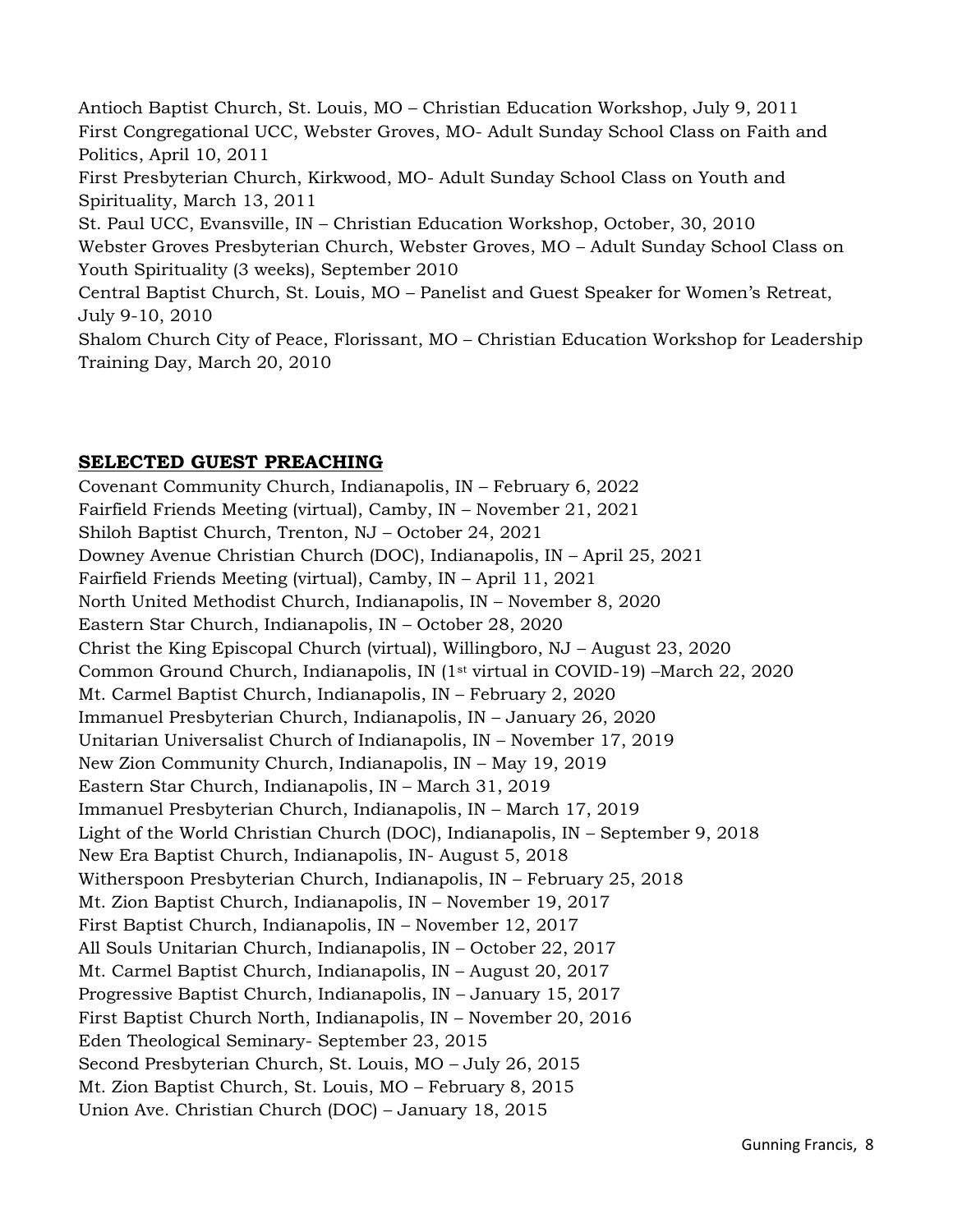Antioch Baptist Church, St. Louis, MO – Christian Education Workshop, July 9, 2011
First Congregational UCC, Webster Groves, MO- Adult Sunday School Class on Faith and Politics, April 10, 2011
First Presbyterian Church, Kirkwood, MO- Adult Sunday School Class on Youth and Spirituality, March 13, 2011
St. Paul UCC, Evansville, IN – Christian Education Workshop, October, 30, 2010
Webster Groves Presbyterian Church, Webster Groves, MO – Adult Sunday School Class on Youth Spirituality (3 weeks), September 2010
Central Baptist Church, St. Louis, MO – Panelist and Guest Speaker for Women's Retreat, July 9-10, 2010
Shalom Church City of Peace, Florissant, MO – Christian Education Workshop for Leadership Training Day, March 20, 2010

## **SELECTED GUEST PREACHING**

Covenant Community Church, Indianapolis, IN – February 6, 2022
Fairfield Friends Meeting (virtual), Camby, IN – November 21, 2021
Shiloh Baptist Church, Trenton, NJ – October 24, 2021
Downey Avenue Christian Church (DOC), Indianapolis, IN – April 25, 2021
Fairfield Friends Meeting (virtual), Camby, IN – April 11, 2021
North United Methodist Church, Indianapolis, IN – November 8, 2020
Eastern Star Church, Indianapolis, IN – October 28, 2020
Christ the King Episcopal Church (virtual), Willingboro, NJ – August 23, 2020
Common Ground Church, Indianapolis, IN (1st virtual in COVID-19) –March 22, 2020
Mt. Carmel Baptist Church, Indianapolis, IN – February 2, 2020
Immanuel Presbyterian Church, Indianapolis, IN – January 26, 2020
Unitarian Universalist Church of Indianapolis, IN – November 17, 2019
New Zion Community Church, Indianapolis, IN – May 19, 2019
Eastern Star Church, Indianapolis, IN – March 31, 2019
Immanuel Presbyterian Church, Indianapolis, IN – March 17, 2019
Light of the World Christian Church (DOC), Indianapolis, IN – September 9, 2018
New Era Baptist Church, Indianapolis, IN- August 5, 2018
Witherspoon Presbyterian Church, Indianapolis, IN – February 25, 2018
Mt. Zion Baptist Church, Indianapolis, IN – November 19, 2017
First Baptist Church, Indianapolis, IN – November 12, 2017
All Souls Unitarian Church, Indianapolis, IN – October 22, 2017
Mt. Carmel Baptist Church, Indianapolis, IN – August 20, 2017
Progressive Baptist Church, Indianapolis, IN – January 15, 2017
First Baptist Church North, Indianapolis, IN – November 20, 2016
Eden Theological Seminary- September 23, 2015
Second Presbyterian Church, St. Louis, MO – July 26, 2015
Mt. Zion Baptist Church, St. Louis, MO – February 8, 2015
Union Ave. Christian Church (DOC) – January 18, 2015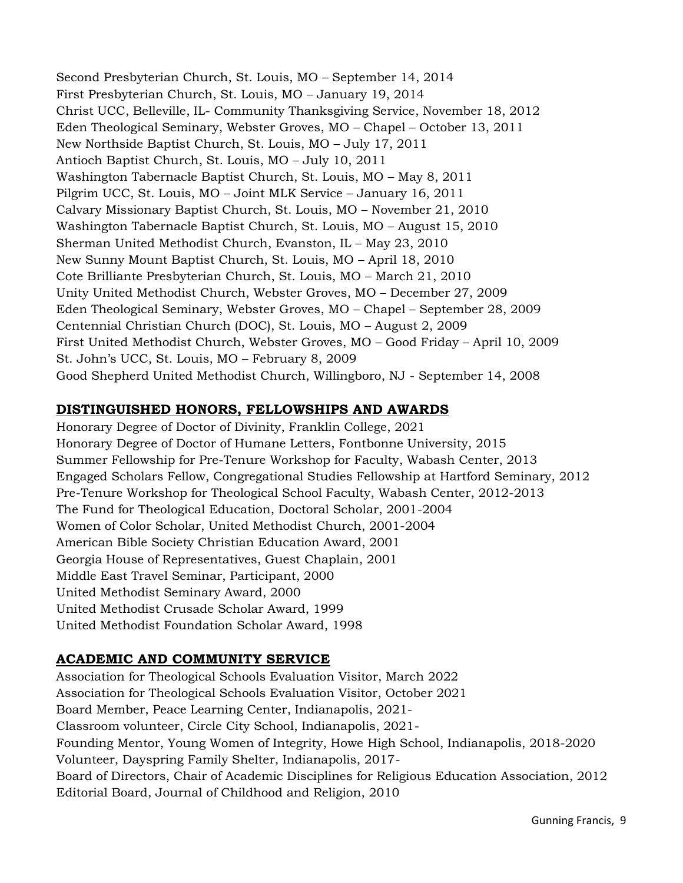Second Presbyterian Church, St. Louis, MO – September 14, 2014
First Presbyterian Church, St. Louis, MO – January 19, 2014
Christ UCC, Belleville, IL- Community Thanksgiving Service, November 18, 2012
Eden Theological Seminary, Webster Groves, MO – Chapel – October 13, 2011
New Northside Baptist Church, St. Louis, MO – July 17, 2011
Antioch Baptist Church, St. Louis, MO – July 10, 2011
Washington Tabernacle Baptist Church, St. Louis, MO – May 8, 2011
Pilgrim UCC, St. Louis, MO – Joint MLK Service – January 16, 2011
Calvary Missionary Baptist Church, St. Louis, MO – November 21, 2010
Washington Tabernacle Baptist Church, St. Louis, MO – August 15, 2010
Sherman United Methodist Church, Evanston, IL – May 23, 2010
New Sunny Mount Baptist Church, St. Louis, MO – April 18, 2010
Cote Brilliante Presbyterian Church, St. Louis, MO – March 21, 2010
Unity United Methodist Church, Webster Groves, MO – December 27, 2009
Eden Theological Seminary, Webster Groves, MO – Chapel – September 28, 2009
Centennial Christian Church (DOC), St. Louis, MO – August 2, 2009
First United Methodist Church, Webster Groves, MO – Good Friday – April 10, 2009
St. John's UCC, St. Louis, MO – February 8, 2009
Good Shepherd United Methodist Church, Willingboro, NJ - September 14, 2008

## DISTINGUISHED HONORS, FELLOWSHIPS AND AWARDS

Honorary Degree of Doctor of Divinity, Franklin College, 2021
Honorary Degree of Doctor of Humane Letters, Fontbonne University, 2015
Summer Fellowship for Pre-Tenure Workshop for Faculty, Wabash Center, 2013
Engaged Scholars Fellow, Congregational Studies Fellowship at Hartford Seminary, 2012
Pre-Tenure Workshop for Theological School Faculty, Wabash Center, 2012-2013
The Fund for Theological Education, Doctoral Scholar, 2001-2004
Women of Color Scholar, United Methodist Church, 2001-2004
American Bible Society Christian Education Award, 2001
Georgia House of Representatives, Guest Chaplain, 2001
Middle East Travel Seminar, Participant, 2000
United Methodist Seminary Award, 2000
United Methodist Crusade Scholar Award, 1999
United Methodist Foundation Scholar Award, 1998

## ACADEMIC AND COMMUNITY SERVICE

Association for Theological Schools Evaluation Visitor, March 2022
Association for Theological Schools Evaluation Visitor, October 2021
Board Member, Peace Learning Center, Indianapolis, 2021-
Classroom volunteer, Circle City School, Indianapolis, 2021-
Founding Mentor, Young Women of Integrity, Howe High School, Indianapolis, 2018-2020
Volunteer, Dayspring Family Shelter, Indianapolis, 2017-
Board of Directors, Chair of Academic Disciplines for Religious Education Association, 2012
Editorial Board, Journal of Childhood and Religion, 2010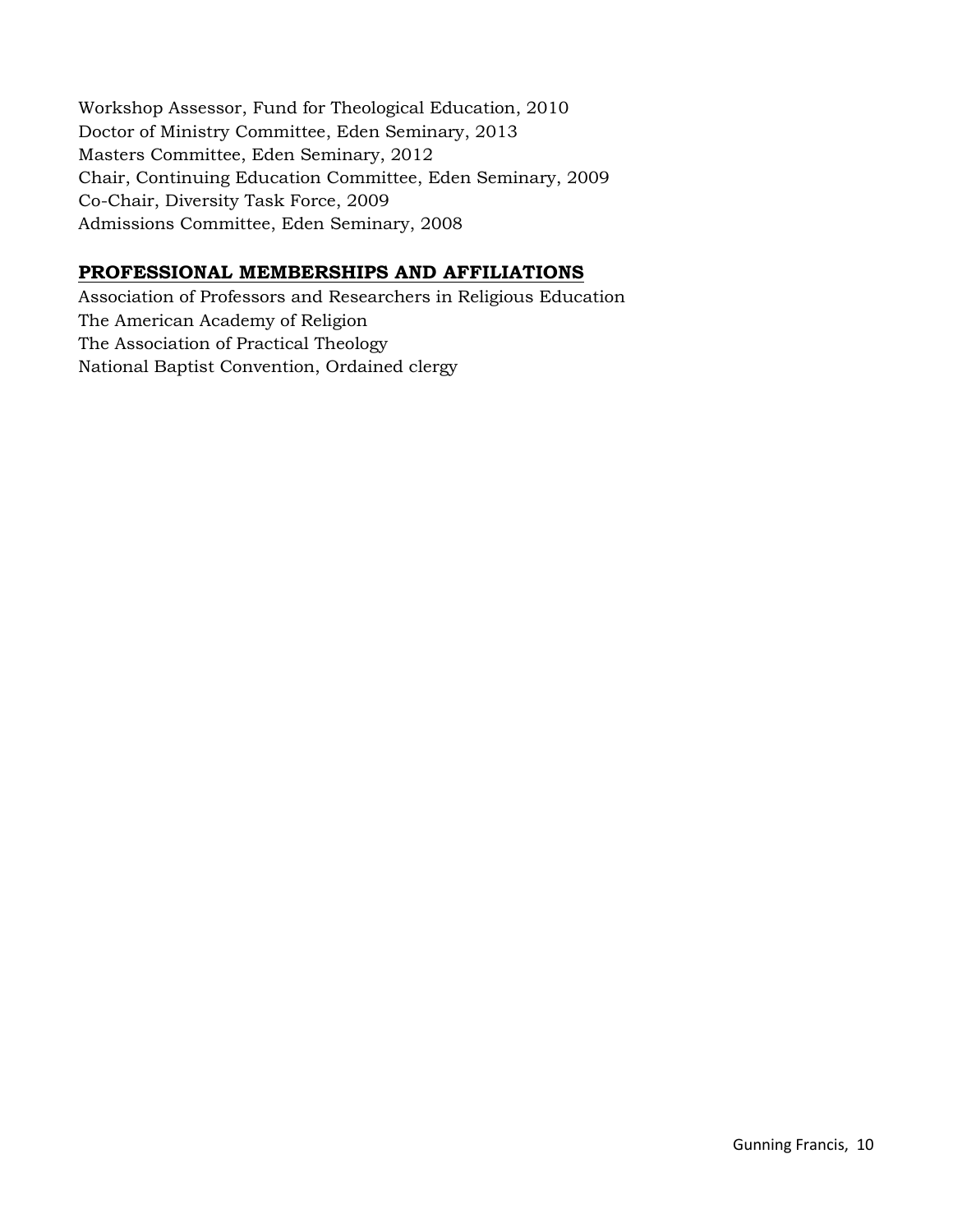Workshop Assessor, Fund for Theological Education, 2010
Doctor of Ministry Committee, Eden Seminary, 2013
Masters Committee, Eden Seminary, 2012
Chair, Continuing Education Committee, Eden Seminary, 2009
Co-Chair, Diversity Task Force, 2009
Admissions Committee, Eden Seminary, 2008

## PROFESSIONAL MEMBERSHIPS AND AFFILIATIONS

Association of Professors and Researchers in Religious Education
The American Academy of Religion
The Association of Practical Theology
National Baptist Convention, Ordained clergy